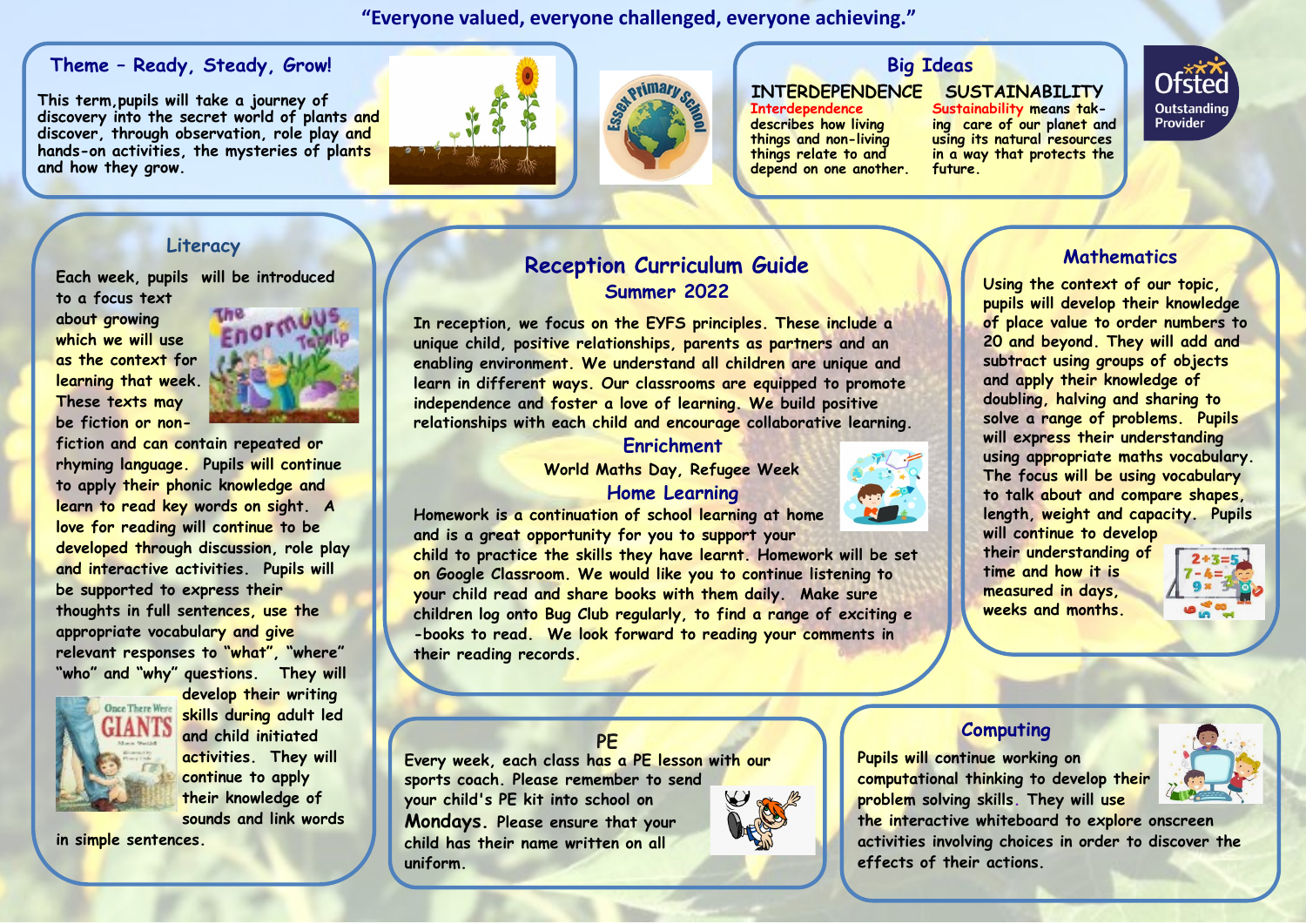"Everyone valued, everyone challenged, everyone achieving."

## Theme – Ready, Steady, Grow!

This term,pupils will take a journey of discovery into the secret world of plants and discover, through observation, role play and hands-on activities, the mysteries of plants and how they grow.

## Big Ideas

**INTERDEPENDENCE**

Interdependence describes how living things and non-living things relate to and depend on one another.

**SUSTAINABILITY**

Sustainability means taking care of our planet and using its natural resources in a way that protects the future.

Ofsted Outstanding Provider

# Reception Curriculum Guide

## Summer 2022

In reception, we focus on the EYFS principles. These include a unique child, positive relationships, parents as partners and an enabling environment. We understand all children are unique and learn in different ways. Our classrooms are equipped to promote independence and foster a love of learning. We build positive relationships with each child and encourage collaborative learning.

### Enrichment

World Maths Day, Refugee Week

### Home Learning

Homework is a continuation of school learning at home and is a great opportunity for you to support your child to practice the skills they have learnt. Homework will be set on Google Classroom. We would like you to continue listening to your child read and share books with them daily. Make sure children log onto Bug Club regularly, to find a range of exciting e-books to read. We look forward to reading your comments in their reading records.

## Literacy

Each week, pupils will be introduced to a focus text about growing which we will use as the context for learning that week. These texts may be fiction or non-fiction and can contain repeated or rhyming language. Pupils will continue to apply their phonic knowledge and learn to read key words on sight. A love for reading will continue to be developed through discussion, role play and interactive activities. Pupils will be supported to express their thoughts in full sentences, use the appropriate vocabulary and give relevant responses to "what", "where" "who" and "why" questions. They will develop their writing skills during adult led and child initiated activities. They will continue to apply their knowledge of sounds and link words in simple sentences.

## Mathematics

Using the context of our topic, pupils will develop their knowledge of place value to order numbers to 20 and beyond. They will add and subtract using groups of objects and apply their knowledge of doubling, halving and sharing to solve a range of problems. Pupils will express their understanding using appropriate maths vocabulary. The focus will be using vocabulary to talk about and compare shapes, length, weight and capacity. Pupils will continue to develop their understanding of time and how it is measured in days, weeks and months.

## PE

Every week, each class has a PE lesson with our sports coach. Please remember to send your child's PE kit into school on **Mondays.** Please ensure that your child has their name written on all uniform.

## Computing

Pupils will continue working on computational thinking to develop their problem solving skills. They will use the interactive whiteboard to explore onscreen activities involving choices in order to discover the effects of their actions.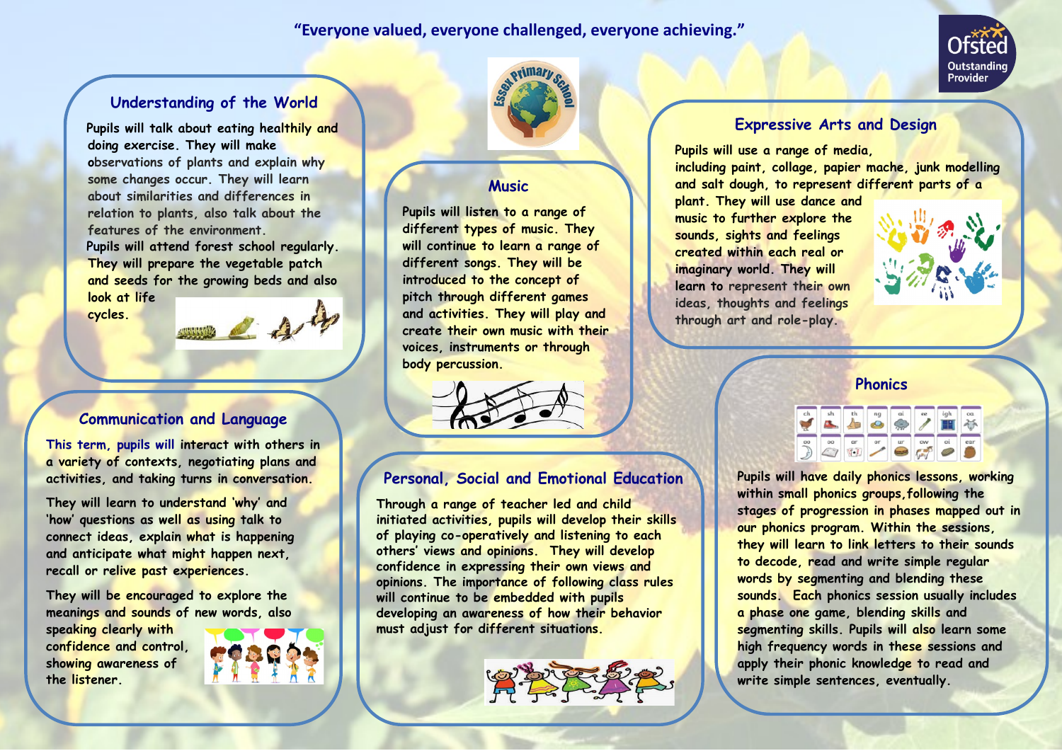"Everyone valued, everyone challenged, everyone achieving."

## Understanding of the World

Pupils will talk about eating healthily and doing exercise. They will make observations of plants and explain why some changes occur. They will learn about similarities and differences in relation to plants, also talk about the features of the environment.
Pupils will attend forest school regularly. They will prepare the vegetable patch and seeds for the growing beds and also look at life cycles.

## Music

Pupils will listen to a range of different types of music. They will continue to learn a range of different songs. They will be introduced to the concept of pitch through different games and activities. They will play and create their own music with their voices, instruments or through body percussion.

## Expressive Arts and Design

Pupils will use a range of media, including paint, collage, papier mache, junk modelling and salt dough, to represent different parts of a plant. They will use dance and music to further explore the sounds, sights and feelings created within each real or imaginary world. They will learn to represent their own ideas, thoughts and feelings through art and role-play.

## Communication and Language

This term, pupils will interact with others in a variety of contexts, negotiating plans and activities, and taking turns in conversation.

They will learn to understand 'why' and 'how' questions as well as using talk to connect ideas, explain what is happening and anticipate what might happen next, recall or relive past experiences.

They will be encouraged to explore the meanings and sounds of new words, also speaking clearly with confidence and control, showing awareness of the listener.

## Personal, Social and Emotional Education

Through a range of teacher led and child initiated activities, pupils will develop their skills of playing co-operatively and listening to each others' views and opinions. They will develop confidence in expressing their own views and opinions. The importance of following class rules will continue to be embedded with pupils developing an awareness of how their behavior must adjust for different situations.

## Phonics

Pupils will have daily phonics lessons, working within small phonics groups,following the stages of progression in phases mapped out in our phonics program. Within the sessions, they will learn to link letters to their sounds to decode, read and write simple regular words by segmenting and blending these sounds. Each phonics session usually includes a phase one game, blending skills and segmenting skills. Pupils will also learn some high frequency words in these sessions and apply their phonic knowledge to read and write simple sentences, eventually.